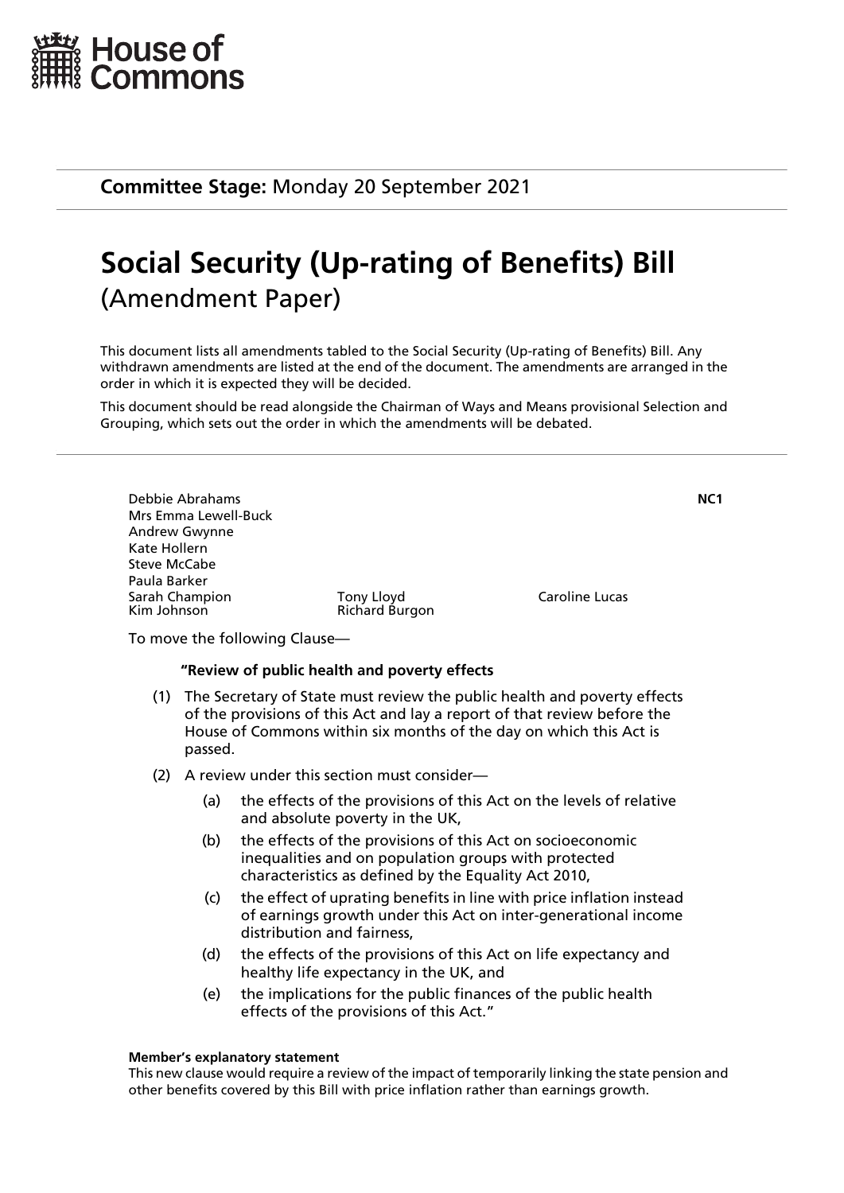House of Commons

**Committee Stage:** Monday 20 September 2021

# Social Security (Up-rating of Benefits) Bill
## (Amendment Paper)

This document lists all amendments tabled to the Social Security (Up-rating of Benefits) Bill. Any withdrawn amendments are listed at the end of the document. The amendments are arranged in the order in which it is expected they will be decided.

This document should be read alongside the Chairman of Ways and Means provisional Selection and Grouping, which sets out the order in which the amendments will be debated.

---

**NC1**

Debbie Abrahams
Mrs Emma Lewell-Buck
Andrew Gwynne
Kate Hollern
Steve McCabe
Paula Barker
Sarah Champion
Kim Johnson
Tony Lloyd
Richard Burgon
Caroline Lucas

To move the following Clause—

**"Review of public health and poverty effects**

(1) The Secretary of State must review the public health and poverty effects of the provisions of this Act and lay a report of that review before the House of Commons within six months of the day on which this Act is passed.

(2) A review under this section must consider—

(a) the effects of the provisions of this Act on the levels of relative and absolute poverty in the UK,

(b) the effects of the provisions of this Act on socioeconomic inequalities and on population groups with protected characteristics as defined by the Equality Act 2010,

(c) the effect of uprating benefits in line with price inflation instead of earnings growth under this Act on inter-generational income distribution and fairness,

(d) the effects of the provisions of this Act on life expectancy and healthy life expectancy in the UK, and

(e) the implications for the public finances of the public health effects of the provisions of this Act."

**Member's explanatory statement**

This new clause would require a review of the impact of temporarily linking the state pension and other benefits covered by this Bill with price inflation rather than earnings growth.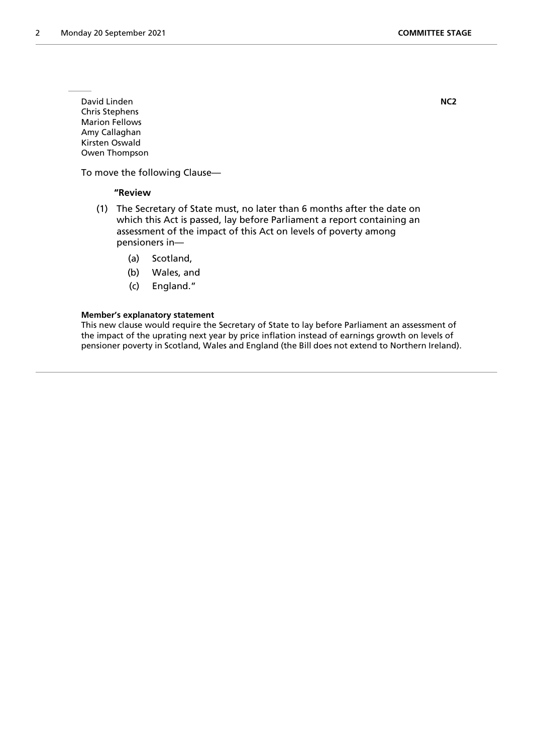David Linden **NC2**
Chris Stephens
Marion Fellows
Amy Callaghan
Kirsten Oswald
Owen Thompson

To move the following Clause—

**"Review**

(1) The Secretary of State must, no later than 6 months after the date on which this Act is passed, lay before Parliament a report containing an assessment of the impact of this Act on levels of poverty among pensioners in—

(a) Scotland,

(b) Wales, and

(c) England."

**Member's explanatory statement**

This new clause would require the Secretary of State to lay before Parliament an assessment of the impact of the uprating next year by price inflation instead of earnings growth on levels of pensioner poverty in Scotland, Wales and England (the Bill does not extend to Northern Ireland).